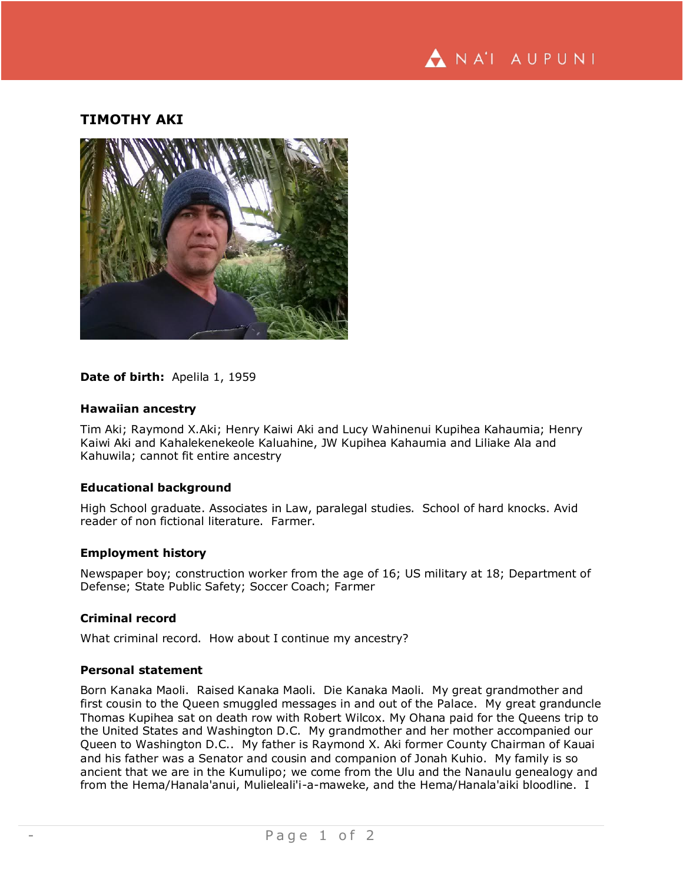# TIMOTHY AKI

**Date of birth:** Apelila 1, 1959

### Hawaiian ancestry

Tim Aki; Raymond X.Aki; Henry Kaiwi Aki and Lucy Wahinenui Kupihea Kahaumia; Henry Kaiwi Aki and Kahalekenekeole Kaluahine, JW Kupihea Kahaumia and Liliake Ala and Kahuwila; cannot fit entire ancestry

### Educational background

High School graduate. Associates in Law, paralegal studies. School of hard knocks. Avid reader of non fictional literature. Farmer.

### Employment history

Newspaper boy; construction worker from the age of 16; US military at 18; Department of Defense; State Public Safety; Soccer Coach; Farmer

### Criminal record

What criminal record. How about I continue my ancestry?

### Personal statement

Born Kanaka Maoli. Raised Kanaka Maoli. Die Kanaka Maoli. My great grandmother and first cousin to the Queen smuggled messages in and out of the Palace. My great granduncle Thomas Kupihea sat on death row with Robert Wilcox. My Ohana paid for the Queens trip to the United States and Washington D.C. My grandmother and her mother accompanied our Queen to Washington D.C.. My father is Raymond X. Aki former County Chairman of Kauai and his father was a Senator and cousin and companion of Jonah Kuhio. My family is so ancient that we are in the Kumulipo; we come from the Ulu and the Nanaulu genealogy and from the Hema/Hanala'anui, Mulieleali'i-a-maweke, and the Hema/Hanala'aiki bloodline. I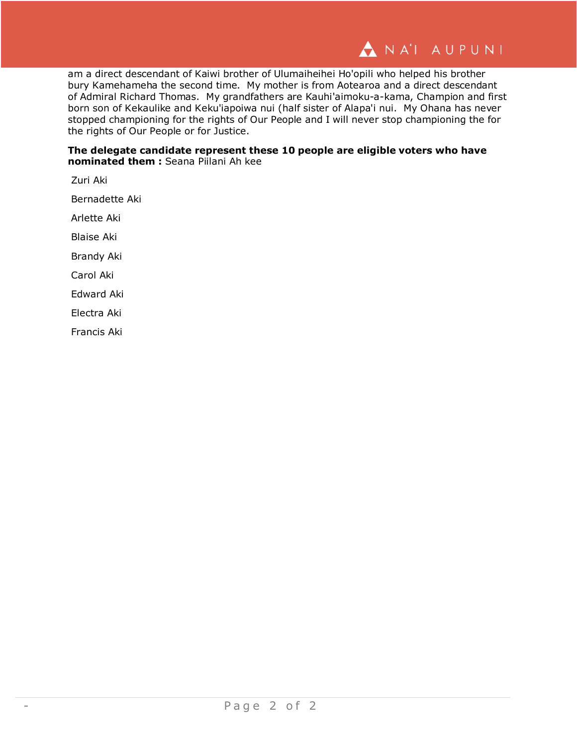am a direct descendant of Kaiwi brother of Ulumaiheihei Ho'opili who helped his brother bury Kamehameha the second time. My mother is from Aotearoa and a direct descendant of Admiral Richard Thomas. My grandfathers are Kauhi'aimoku-a-kama, Champion and first born son of Kekaulike and Keku'iapoiwa nui (half sister of Alapa'i nui. My Ohana has never stopped championing for the rights of Our People and I will never stop championing the for the rights of Our People or for Justice.

**The delegate candidate represent these 10 people are eligible voters who have nominated them :** Seana Piilani Ah kee

Zuri Aki

Bernadette Aki

Arlette Aki

Blaise Aki

Brandy Aki

Carol Aki

Edward Aki

Electra Aki

Francis Aki